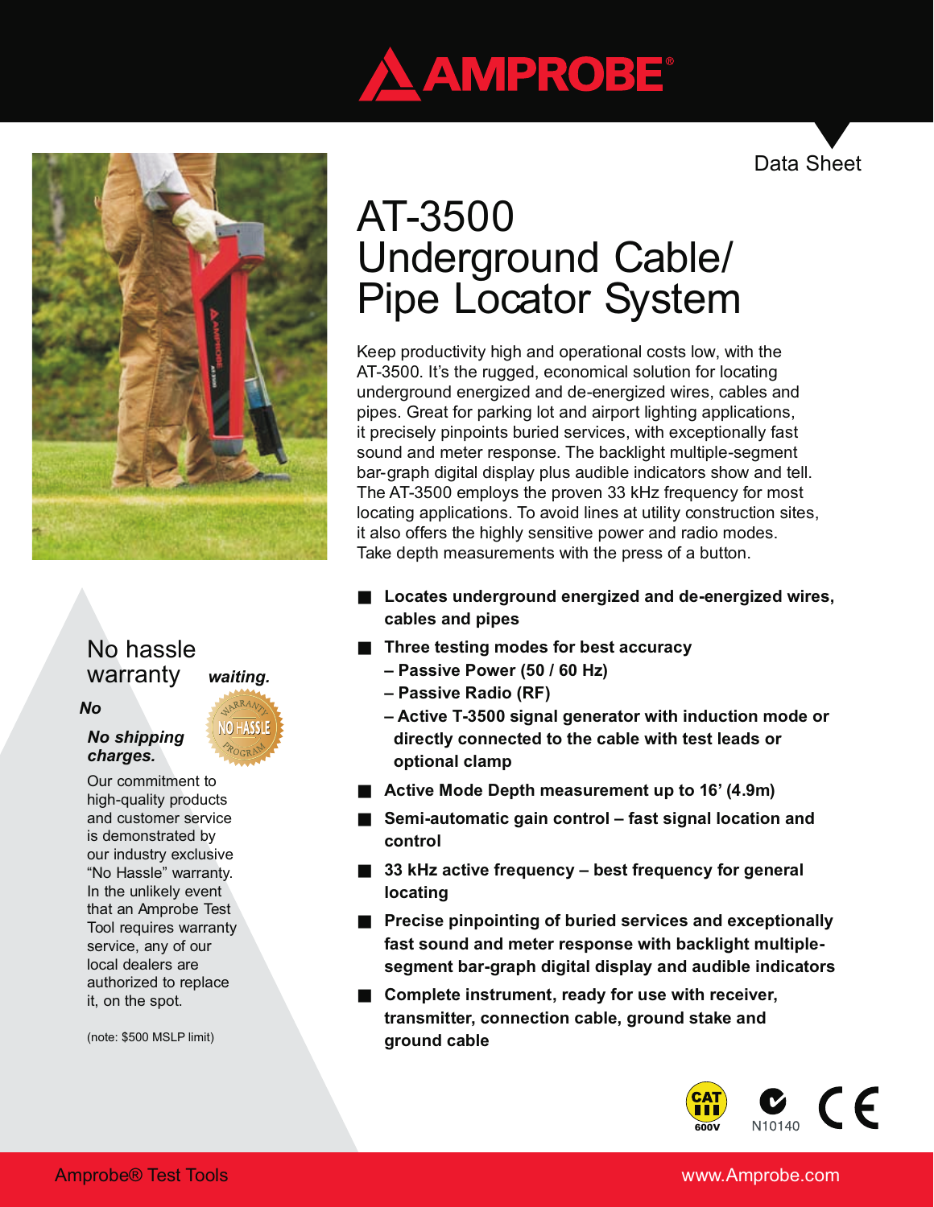AMPROBE

Data Sheet

# AT-3500 Underground Cable/ Pipe Locator System

Keep productivity high and operational costs low, with the AT-3500. It's the rugged, economical solution for locating underground energized and de-energized wires, cables and pipes. Great for parking lot and airport lighting applications, it precisely pinpoints buried services, with exceptionally fast sound and meter response. The backlight multiple-segment bar-graph digital display plus audible indicators show and tell. The AT-3500 employs the proven 33 kHz frequency for most locating applications. To avoid lines at utility construction sites, it also offers the highly sensitive power and radio modes. Take depth measurements with the press of a button.

- **Locates underground energized and de-energized wires, cables and pipes**
- **Three testing modes for best accuracy**
  - **– Passive Power (50 / 60 Hz)**
  - **– Passive Radio (RF)**
  - **– Active T-3500 signal generator with induction mode or directly connected to the cable with test leads or optional clamp**
- **Active Mode Depth measurement up to 16' (4.9m)**
- **Semi-automatic gain control – fast signal location and control**
- **33 kHz active frequency – best frequency for general locating**
- **Precise pinpointing of buried services and exceptionally fast sound and meter response with backlight multiple-segment bar-graph digital display and audible indicators**
- **Complete instrument, ready for use with receiver, transmitter, connection cable, ground stake and ground cable**

## No hassle warranty

***No waiting.***

***No shipping charges.***

Our commitment to high-quality products and customer service is demonstrated by our industry exclusive "No Hassle" warranty. In the unlikely event that an Amprobe Test Tool requires warranty service, any of our local dealers are authorized to replace it, on the spot.

(note: $500 MSLP limit)

CAT III 600V N10140 CE

Amprobe® Test Tools www.Amprobe.com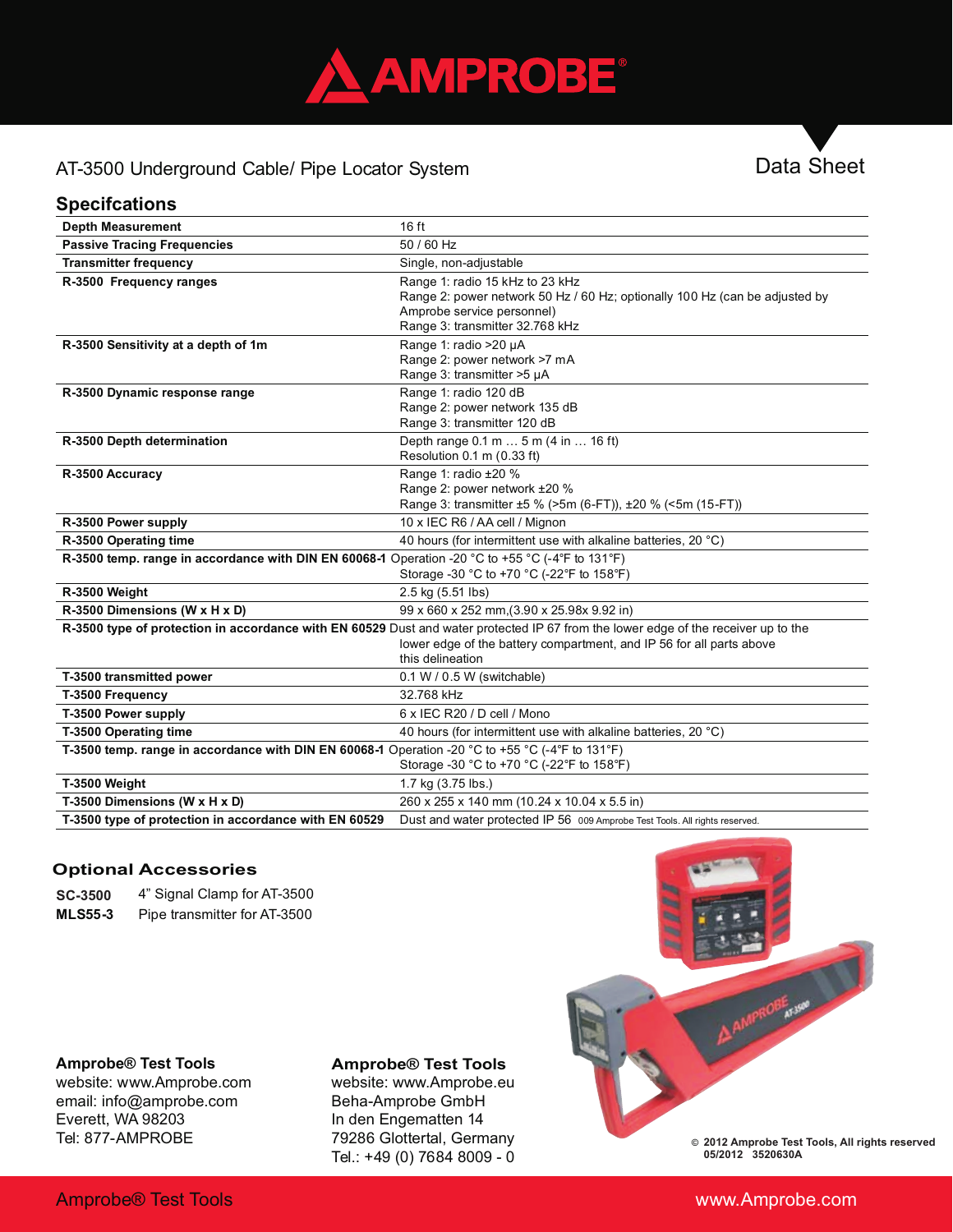AT-3500 Underground Cable/ Pipe Locator System

Data Sheet

## Specifcations

| | |
|---|---|
| **Depth Measurement** | 16 ft |
| **Passive Tracing Frequencies** | 50 / 60 Hz |
| **Transmitter frequency** | Single, non-adjustable |
| **R-3500 Frequency ranges** | Range 1: radio 15 kHz to 23 kHz<br>Range 2: power network 50 Hz / 60 Hz; optionally 100 Hz (can be adjusted by Amprobe service personnel)<br>Range 3: transmitter 32.768 kHz |
| **R-3500 Sensitivity at a depth of 1m** | Range 1: radio >20 μA<br>Range 2: power network >7 mA<br>Range 3: transmitter >5 μA |
| **R-3500 Dynamic response range** | Range 1: radio 120 dB<br>Range 2: power network 135 dB<br>Range 3: transmitter 120 dB |
| **R-3500 Depth determination** | Depth range 0.1 m … 5 m (4 in … 16 ft)<br>Resolution 0.1 m (0.33 ft) |
| **R-3500 Accuracy** | Range 1: radio ±20 %<br>Range 2: power network ±20 %<br>Range 3: transmitter ±5 % (>5m (6-FT)), ±20 % (<5m (15-FT)) |
| **R-3500 Power supply** | 10 x IEC R6 / AA cell / Mignon |
| **R-3500 Operating time** | 40 hours (for intermittent use with alkaline batteries, 20 °C) |
| **R-3500 temp. range in accordance with DIN EN 60068-1** | Operation -20 °C to +55 °C (-4°F to 131°F)<br>Storage -30 °C to +70 °C (-22°F to 158°F) |
| **R-3500 Weight** | 2.5 kg (5.51 lbs) |
| **R-3500 Dimensions (W x H x D)** | 99 x 660 x 252 mm,(3.90 x 25.98x 9.92 in) |
| **R-3500 type of protection in accordance with EN 60529** | Dust and water protected IP 67 from the lower edge of the receiver up to the lower edge of the battery compartment, and IP 56 for all parts above this delineation |
| **T-3500 transmitted power** | 0.1 W / 0.5 W (switchable) |
| **T-3500 Frequency** | 32.768 kHz |
| **T-3500 Power supply** | 6 x IEC R20 / D cell / Mono |
| **T-3500 Operating time** | 40 hours (for intermittent use with alkaline batteries, 20 °C) |
| **T-3500 temp. range in accordance with DIN EN 60068-1** | Operation -20 °C to +55 °C (-4°F to 131°F)<br>Storage -30 °C to +70 °C (-22°F to 158°F) |
| **T-3500 Weight** | 1.7 kg (3.75 lbs.) |
| **T-3500 Dimensions (W x H x D)** | 260 x 255 x 140 mm (10.24 x 10.04 x 5.5 in) |
| **T-3500 type of protection in accordance with EN 60529** | Dust and water protected IP 56 009 Amprobe Test Tools. All rights reserved. |

## Optional Accessories

**SC-3500** 4" Signal Clamp for AT-3500

**MLS55-3** Pipe transmitter for AT-3500

**Amprobe® Test Tools**
website: www.Amprobe.com
email: info@amprobe.com
Everett, WA 98203
Tel: 877-AMPROBE

**Amprobe® Test Tools**
website: www.Amprobe.eu
Beha-Amprobe GmbH
In den Engematten 14
79286 Glottertal, Germany
Tel.: +49 (0) 7684 8009 - 0

© 2012 Amprobe Test Tools, All rights reserved
05/2012 3520630A